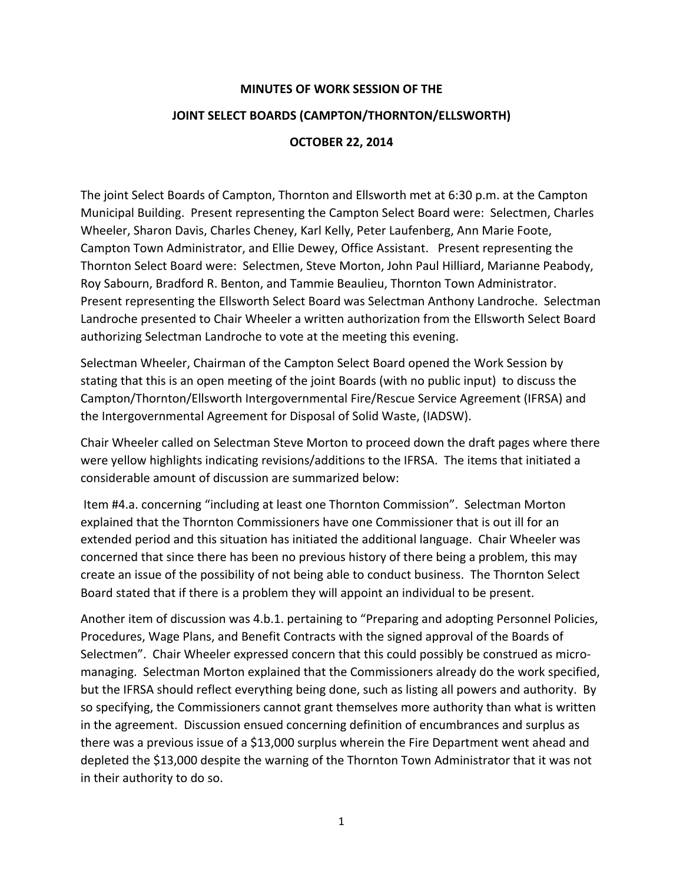**MINUTES OF WORK SESSION OF THE**

**JOINT SELECT BOARDS (CAMPTON/THORNTON/ELLSWORTH)**

**OCTOBER 22, 2014**

The joint Select Boards of Campton, Thornton and Ellsworth met at 6:30 p.m. at the Campton Municipal Building. Present representing the Campton Select Board were: Selectmen, Charles Wheeler, Sharon Davis, Charles Cheney, Karl Kelly, Peter Laufenberg, Ann Marie Foote, Campton Town Administrator, and Ellie Dewey, Office Assistant. Present representing the Thornton Select Board were: Selectmen, Steve Morton, John Paul Hilliard, Marianne Peabody, Roy Sabourn, Bradford R. Benton, and Tammie Beaulieu, Thornton Town Administrator. Present representing the Ellsworth Select Board was Selectman Anthony Landroche. Selectman Landroche presented to Chair Wheeler a written authorization from the Ellsworth Select Board authorizing Selectman Landroche to vote at the meeting this evening.

Selectman Wheeler, Chairman of the Campton Select Board opened the Work Session by stating that this is an open meeting of the joint Boards (with no public input) to discuss the Campton/Thornton/Ellsworth Intergovernmental Fire/Rescue Service Agreement (IFRSA) and the Intergovernmental Agreement for Disposal of Solid Waste, (IADSW).

Chair Wheeler called on Selectman Steve Morton to proceed down the draft pages where there were yellow highlights indicating revisions/additions to the IFRSA. The items that initiated a considerable amount of discussion are summarized below:

Item #4.a. concerning "including at least one Thornton Commission". Selectman Morton explained that the Thornton Commissioners have one Commissioner that is out ill for an extended period and this situation has initiated the additional language. Chair Wheeler was concerned that since there has been no previous history of there being a problem, this may create an issue of the possibility of not being able to conduct business. The Thornton Select Board stated that if there is a problem they will appoint an individual to be present.

Another item of discussion was 4.b.1. pertaining to "Preparing and adopting Personnel Policies, Procedures, Wage Plans, and Benefit Contracts with the signed approval of the Boards of Selectmen". Chair Wheeler expressed concern that this could possibly be construed as micro-managing. Selectman Morton explained that the Commissioners already do the work specified, but the IFRSA should reflect everything being done, such as listing all powers and authority. By so specifying, the Commissioners cannot grant themselves more authority than what is written in the agreement. Discussion ensued concerning definition of encumbrances and surplus as there was a previous issue of a $13,000 surplus wherein the Fire Department went ahead and depleted the $13,000 despite the warning of the Thornton Town Administrator that it was not in their authority to do so.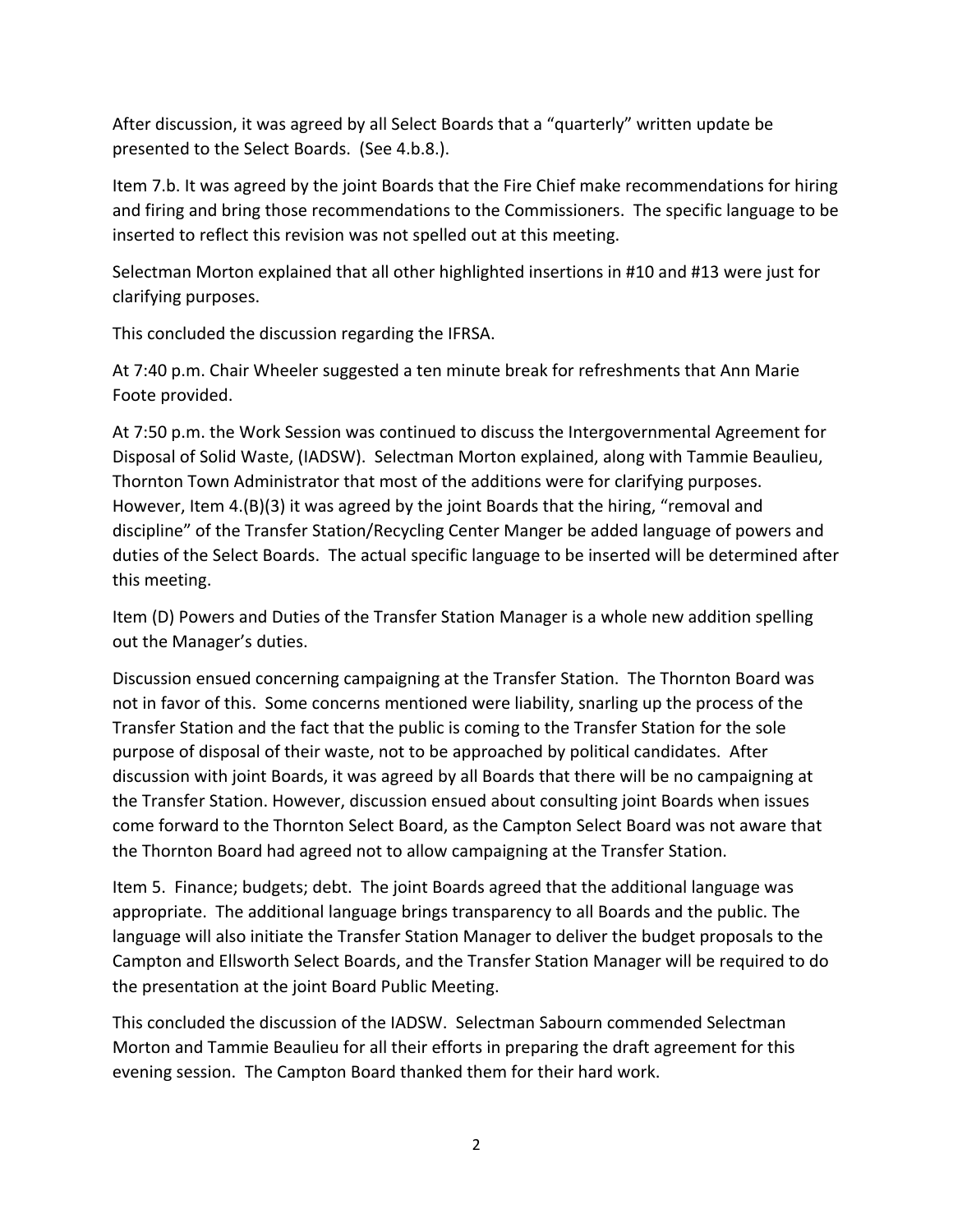After discussion, it was agreed by all Select Boards that a "quarterly" written update be presented to the Select Boards. (See 4.b.8.).

Item 7.b. It was agreed by the joint Boards that the Fire Chief make recommendations for hiring and firing and bring those recommendations to the Commissioners. The specific language to be inserted to reflect this revision was not spelled out at this meeting.

Selectman Morton explained that all other highlighted insertions in #10 and #13 were just for clarifying purposes.

This concluded the discussion regarding the IFRSA.

At 7:40 p.m. Chair Wheeler suggested a ten minute break for refreshments that Ann Marie Foote provided.

At 7:50 p.m. the Work Session was continued to discuss the Intergovernmental Agreement for Disposal of Solid Waste, (IADSW). Selectman Morton explained, along with Tammie Beaulieu, Thornton Town Administrator that most of the additions were for clarifying purposes. However, Item 4.(B)(3) it was agreed by the joint Boards that the hiring, "removal and discipline" of the Transfer Station/Recycling Center Manger be added language of powers and duties of the Select Boards. The actual specific language to be inserted will be determined after this meeting.

Item (D) Powers and Duties of the Transfer Station Manager is a whole new addition spelling out the Manager's duties.

Discussion ensued concerning campaigning at the Transfer Station. The Thornton Board was not in favor of this. Some concerns mentioned were liability, snarling up the process of the Transfer Station and the fact that the public is coming to the Transfer Station for the sole purpose of disposal of their waste, not to be approached by political candidates. After discussion with joint Boards, it was agreed by all Boards that there will be no campaigning at the Transfer Station. However, discussion ensued about consulting joint Boards when issues come forward to the Thornton Select Board, as the Campton Select Board was not aware that the Thornton Board had agreed not to allow campaigning at the Transfer Station.

Item 5. Finance; budgets; debt. The joint Boards agreed that the additional language was appropriate. The additional language brings transparency to all Boards and the public. The language will also initiate the Transfer Station Manager to deliver the budget proposals to the Campton and Ellsworth Select Boards, and the Transfer Station Manager will be required to do the presentation at the joint Board Public Meeting.

This concluded the discussion of the IADSW. Selectman Sabourn commended Selectman Morton and Tammie Beaulieu for all their efforts in preparing the draft agreement for this evening session. The Campton Board thanked them for their hard work.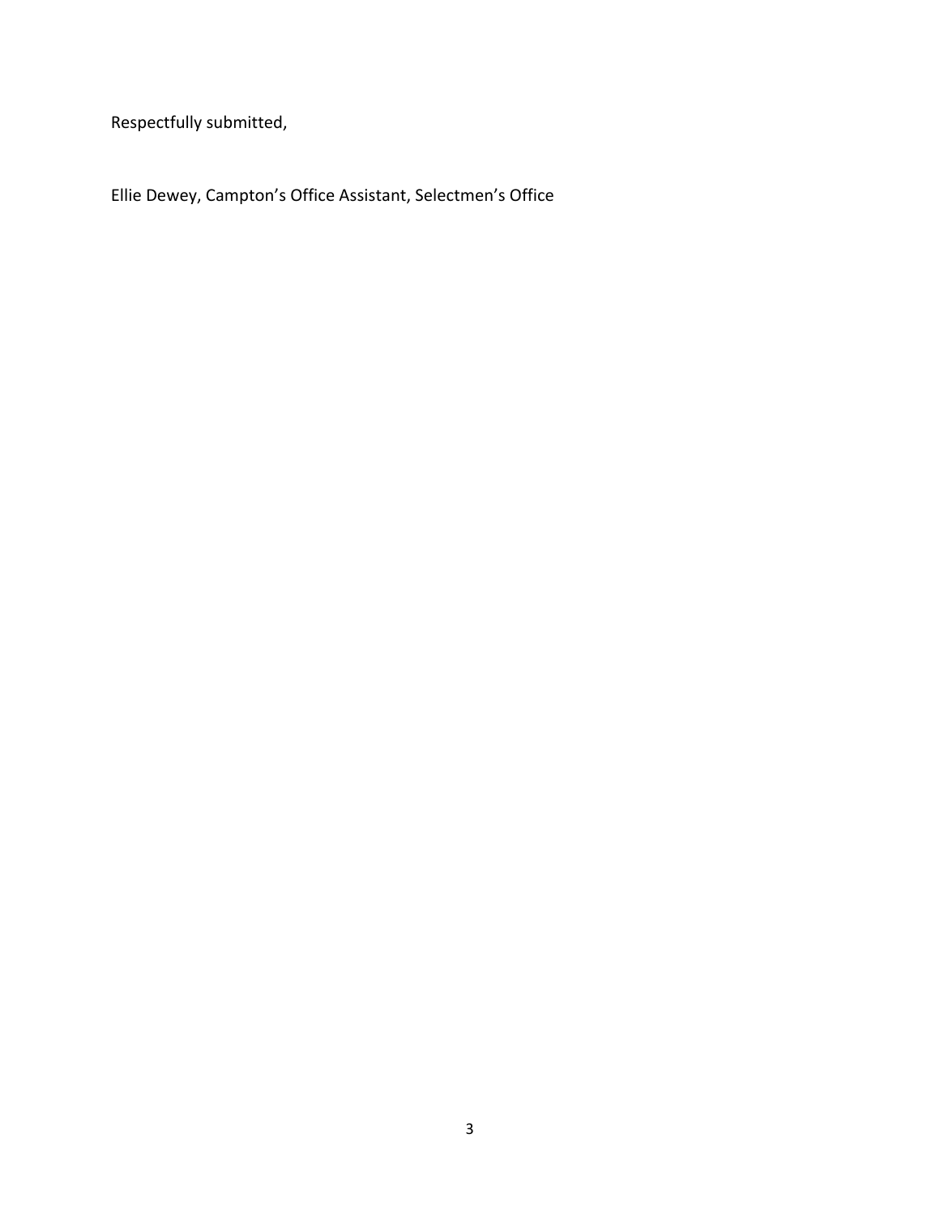Respectfully submitted,

Ellie Dewey, Campton's Office Assistant, Selectmen's Office